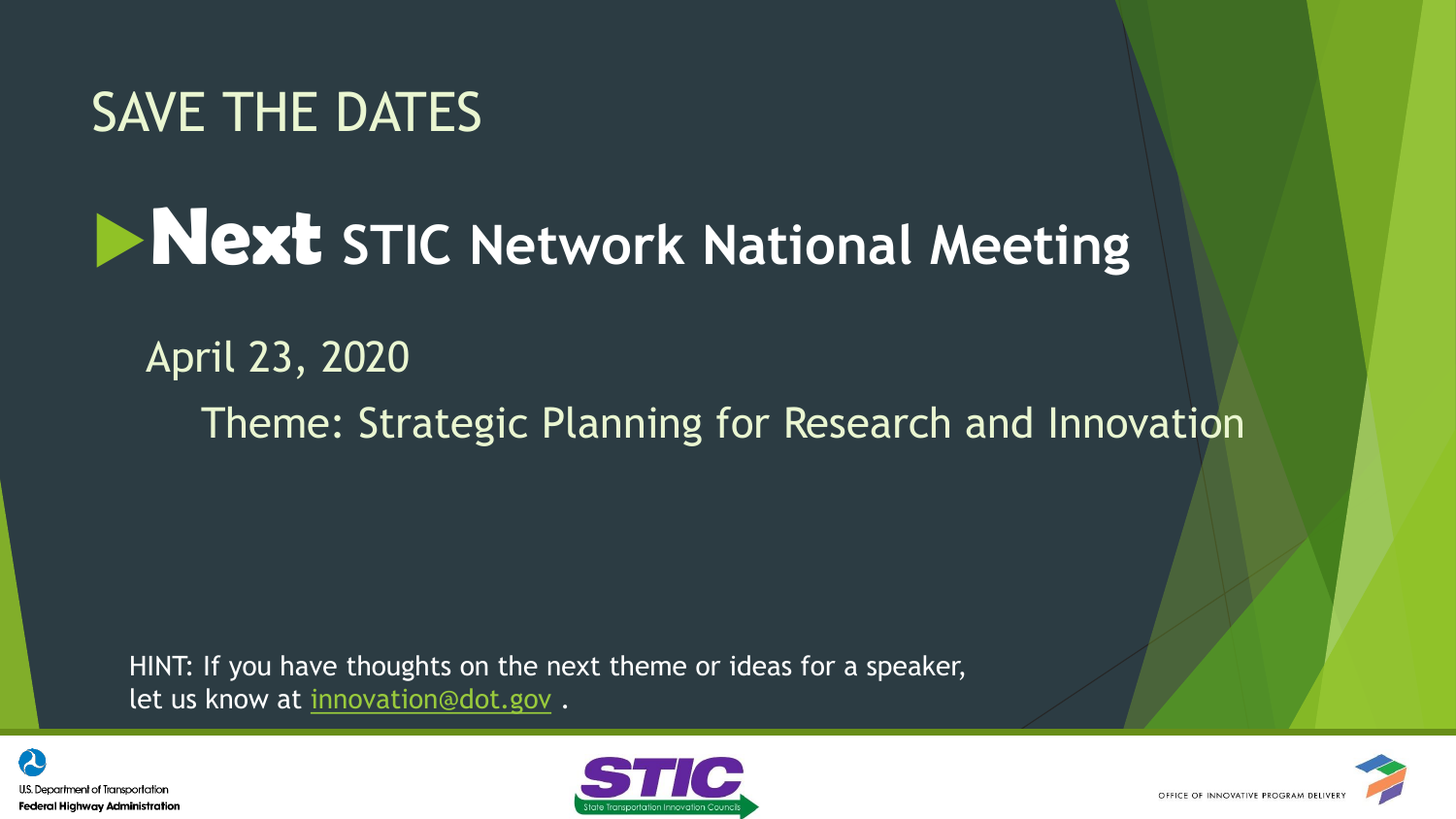# SAVE THE DATES

## Next STIC Network National Meeting

April 23, 2020

Theme: Strategic Planning for Research and Innovation

HINT: If you have thoughts on the next theme or ideas for a speaker, let us know at innovation@dot.gov .

U.S. Department of Transportation
**Federal Highway Administration**

STIC
State Transportation Innovation Councils

OFFICE OF INNOVATIVE PROGRAM DELIVERY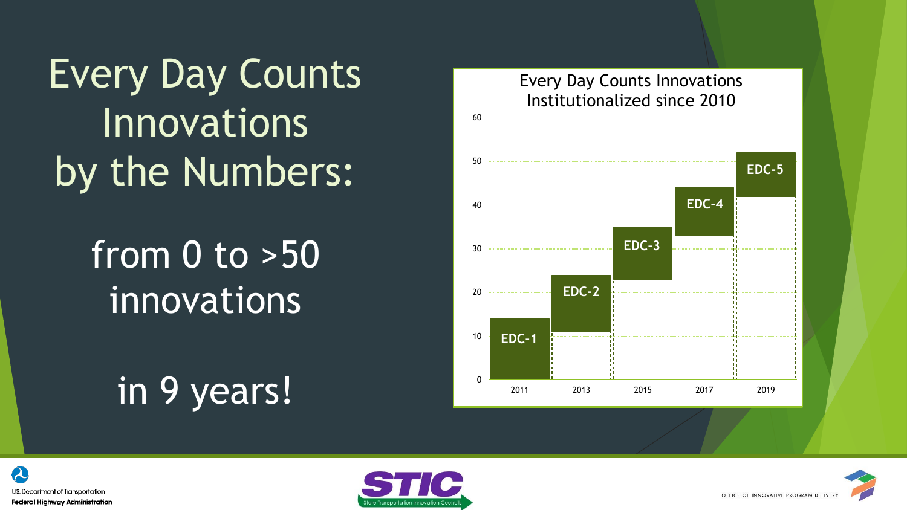# Every Day Counts Innovations by the Numbers:

from 0 to >50 innovations

in 9 years!

**Every Day Counts Innovations Institutionalized since 2010**

| Year | Round |
| --- | --- |
| 2011 | EDC-1 |
| 2013 | EDC-2 |
| 2015 | EDC-3 |
| 2017 | EDC-4 |
| 2019 | EDC-5 |

U.S. Department of Transportation
Federal Highway Administration

STIC
State Transportation Innovation Councils

OFFICE OF INNOVATIVE PROGRAM DELIVERY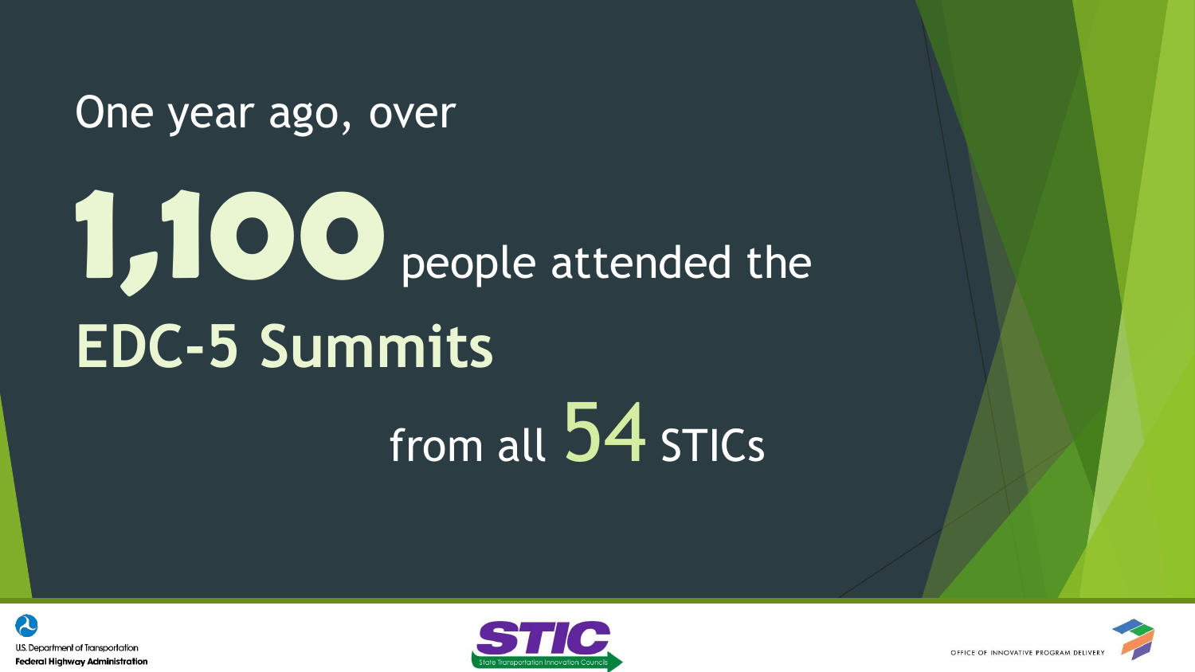One year ago, over

**1,100** people attended the

**EDC-5 Summits**

from all 54 STICs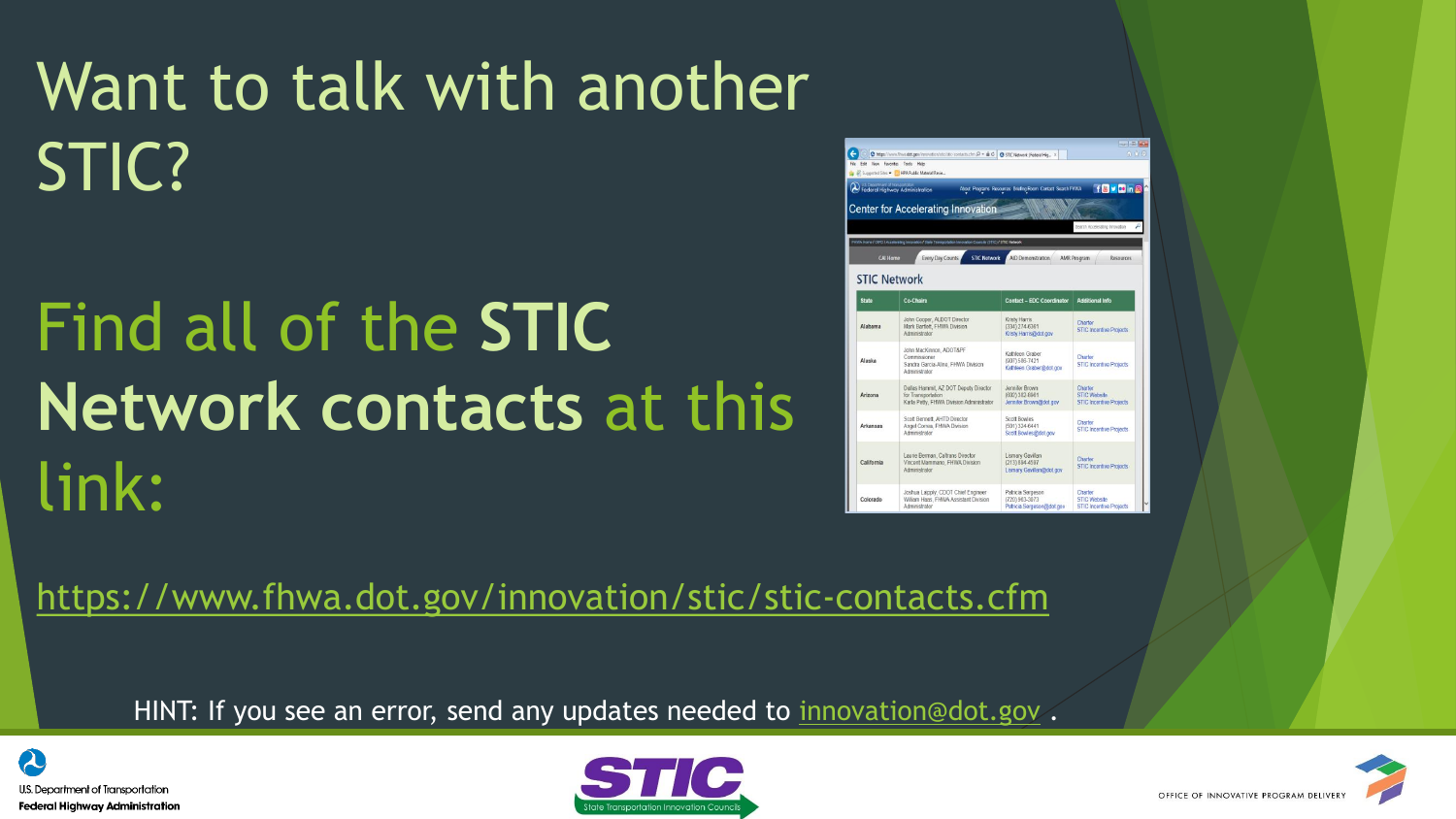# Want to talk with another STIC?

## Find all of the **STIC Network contacts** at this link:

https://www.fhwa.dot.gov/innovation/stic/stic-contacts.cfm

HINT: If you see an error, send any updates needed to innovation@dot.gov .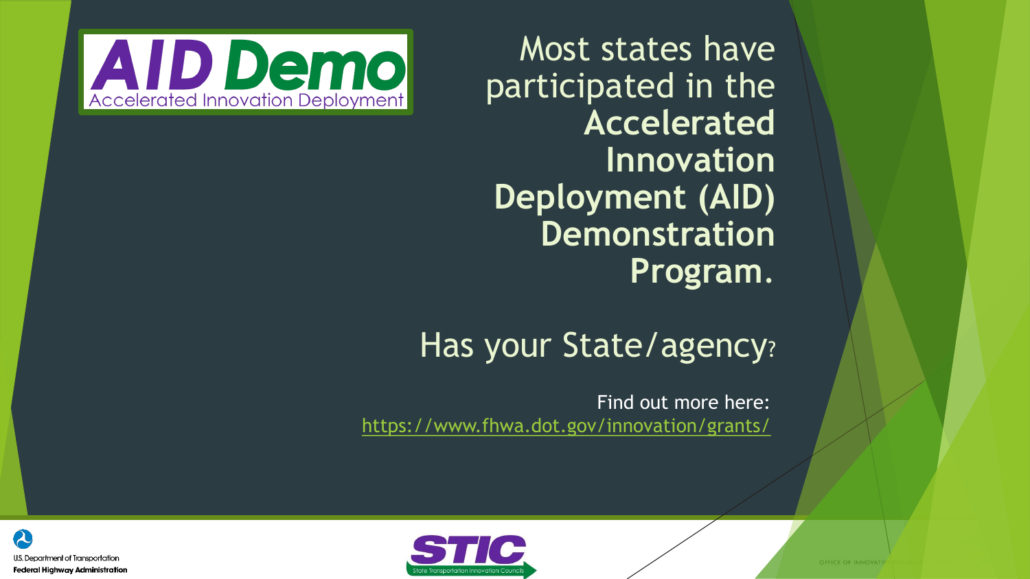AID Demo
Accelerated Innovation Deployment

Most states have participated in the **Accelerated Innovation Deployment (AID) Demonstration Program.**

Has your State/agency?

Find out more here: https://www.fhwa.dot.gov/innovation/grants/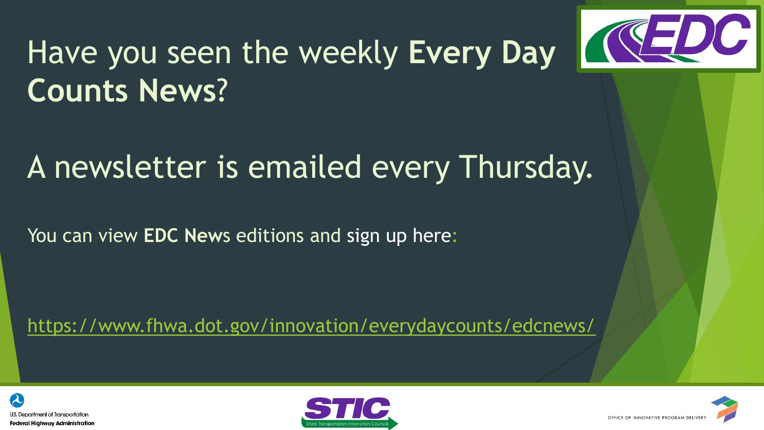# Have you seen the weekly **Every Day Counts News**?

## A newsletter is emailed every Thursday.

You can view **EDC News** editions and sign up here:

https://www.fhwa.dot.gov/innovation/everydaycounts/edcnews/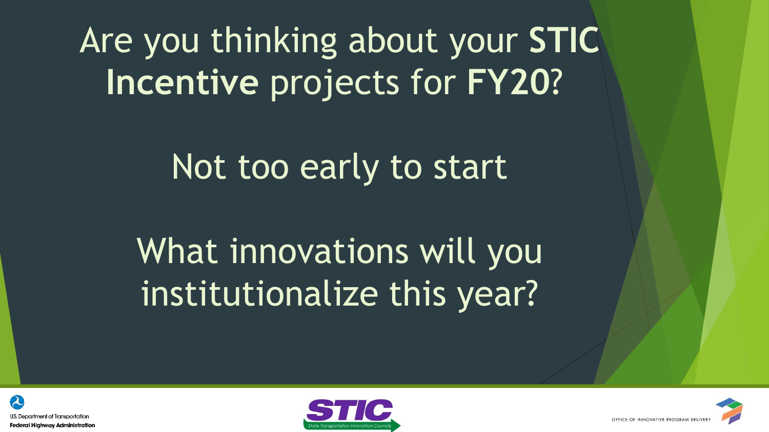# Are you thinking about your **STIC Incentive** projects for **FY20**?

Not too early to start

What innovations will you institutionalize this year?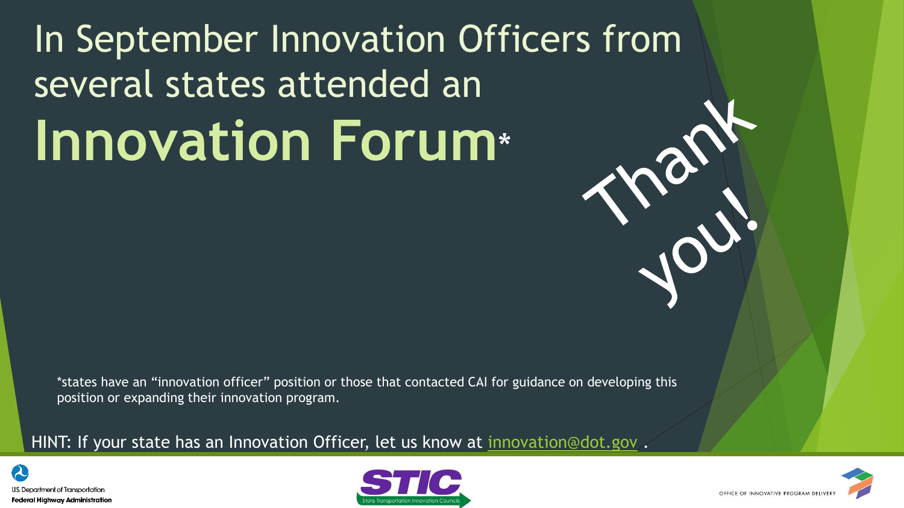# In September Innovation Officers from several states attended an **Innovation Forum***

Thank you!

*states have an "innovation officer" position or those that contacted CAI for guidance on developing this position or expanding their innovation program.

HINT: If your state has an Innovation Officer, let us know at [innovation@dot.gov](mailto:innovation@dot.gov) .

U.S. Department of Transportation
Federal Highway Administration

STIC
State Transportation Innovation Councils

OFFICE OF INNOVATIVE PROGRAM DELIVERY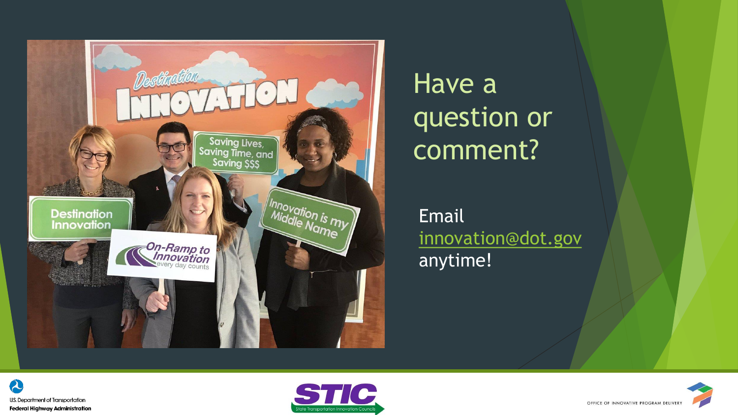# Have a question or comment?

Email innovation@dot.gov anytime!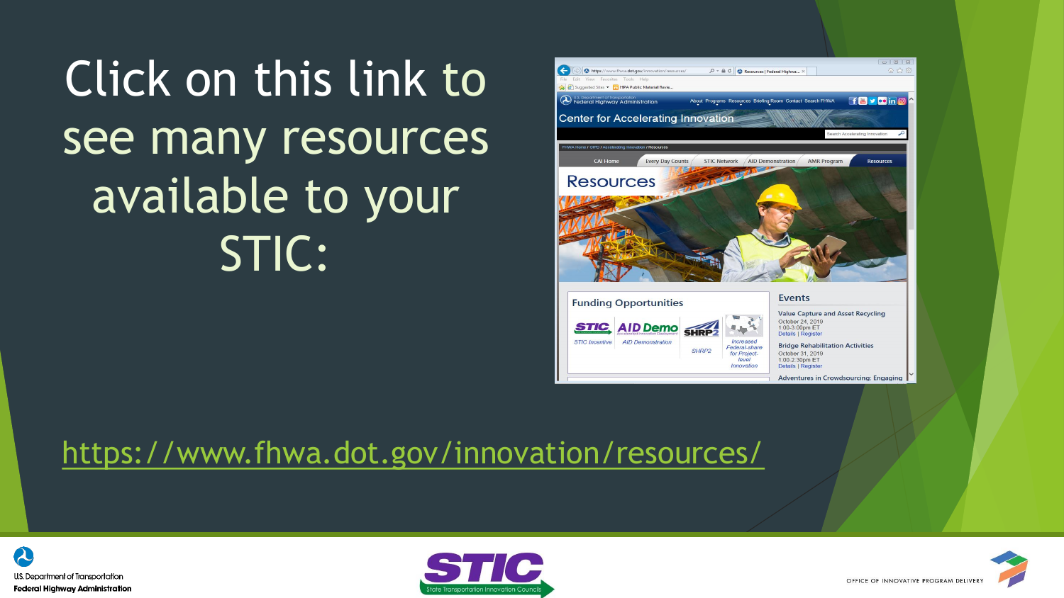# Click on this link to see many resources available to your STIC:

https://www.fhwa.dot.gov/innovation/resources/